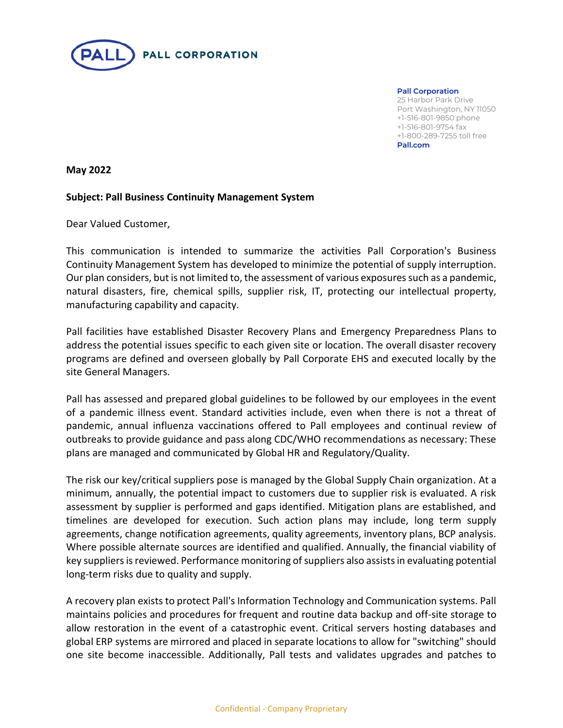**PALL CORPORATION**

**Pall Corporation**
25 Harbor Park Drive
Port Washington, NY 11050
+1-516-801-9850 phone
+1-516-801-9754 fax
+1-800-289-7255 toll free
**Pall.com**

**May 2022**

**Subject: Pall Business Continuity Management System**

Dear Valued Customer,

This communication is intended to summarize the activities Pall Corporation's Business Continuity Management System has developed to minimize the potential of supply interruption. Our plan considers, but is not limited to, the assessment of various exposures such as a pandemic, natural disasters, fire, chemical spills, supplier risk, IT, protecting our intellectual property, manufacturing capability and capacity.

Pall facilities have established Disaster Recovery Plans and Emergency Preparedness Plans to address the potential issues specific to each given site or location. The overall disaster recovery programs are defined and overseen globally by Pall Corporate EHS and executed locally by the site General Managers.

Pall has assessed and prepared global guidelines to be followed by our employees in the event of a pandemic illness event. Standard activities include, even when there is not a threat of pandemic, annual influenza vaccinations offered to Pall employees and continual review of outbreaks to provide guidance and pass along CDC/WHO recommendations as necessary: These plans are managed and communicated by Global HR and Regulatory/Quality.

The risk our key/critical suppliers pose is managed by the Global Supply Chain organization. At a minimum, annually, the potential impact to customers due to supplier risk is evaluated. A risk assessment by supplier is performed and gaps identified. Mitigation plans are established, and timelines are developed for execution. Such action plans may include, long term supply agreements, change notification agreements, quality agreements, inventory plans, BCP analysis. Where possible alternate sources are identified and qualified. Annually, the financial viability of key suppliers is reviewed. Performance monitoring of suppliers also assists in evaluating potential long-term risks due to quality and supply.

A recovery plan exists to protect Pall's Information Technology and Communication systems. Pall maintains policies and procedures for frequent and routine data backup and off-site storage to allow restoration in the event of a catastrophic event. Critical servers hosting databases and global ERP systems are mirrored and placed in separate locations to allow for "switching" should one site become inaccessible. Additionally, Pall tests and validates upgrades and patches to

Confidential - Company Proprietary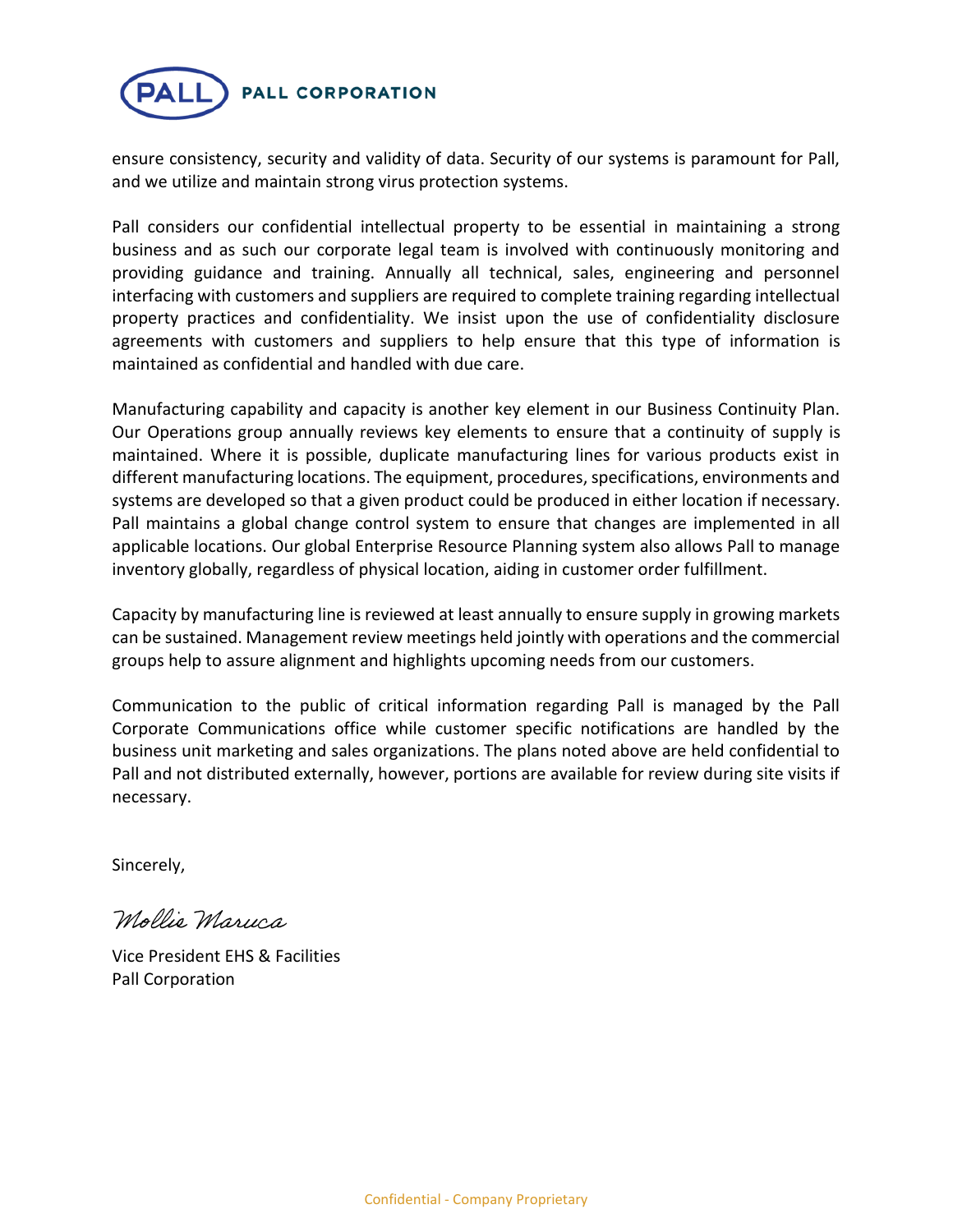ensure consistency, security and validity of data. Security of our systems is paramount for Pall, and we utilize and maintain strong virus protection systems.

Pall considers our confidential intellectual property to be essential in maintaining a strong business and as such our corporate legal team is involved with continuously monitoring and providing guidance and training. Annually all technical, sales, engineering and personnel interfacing with customers and suppliers are required to complete training regarding intellectual property practices and confidentiality. We insist upon the use of confidentiality disclosure agreements with customers and suppliers to help ensure that this type of information is maintained as confidential and handled with due care.

Manufacturing capability and capacity is another key element in our Business Continuity Plan. Our Operations group annually reviews key elements to ensure that a continuity of supply is maintained. Where it is possible, duplicate manufacturing lines for various products exist in different manufacturing locations. The equipment, procedures, specifications, environments and systems are developed so that a given product could be produced in either location if necessary. Pall maintains a global change control system to ensure that changes are implemented in all applicable locations. Our global Enterprise Resource Planning system also allows Pall to manage inventory globally, regardless of physical location, aiding in customer order fulfillment.

Capacity by manufacturing line is reviewed at least annually to ensure supply in growing markets can be sustained. Management review meetings held jointly with operations and the commercial groups help to assure alignment and highlights upcoming needs from our customers.

Communication to the public of critical information regarding Pall is managed by the Pall Corporate Communications office while customer specific notifications are handled by the business unit marketing and sales organizations. The plans noted above are held confidential to Pall and not distributed externally, however, portions are available for review during site visits if necessary.

Sincerely,

*Mollie Maruca*

Vice President EHS & Facilities
Pall Corporation